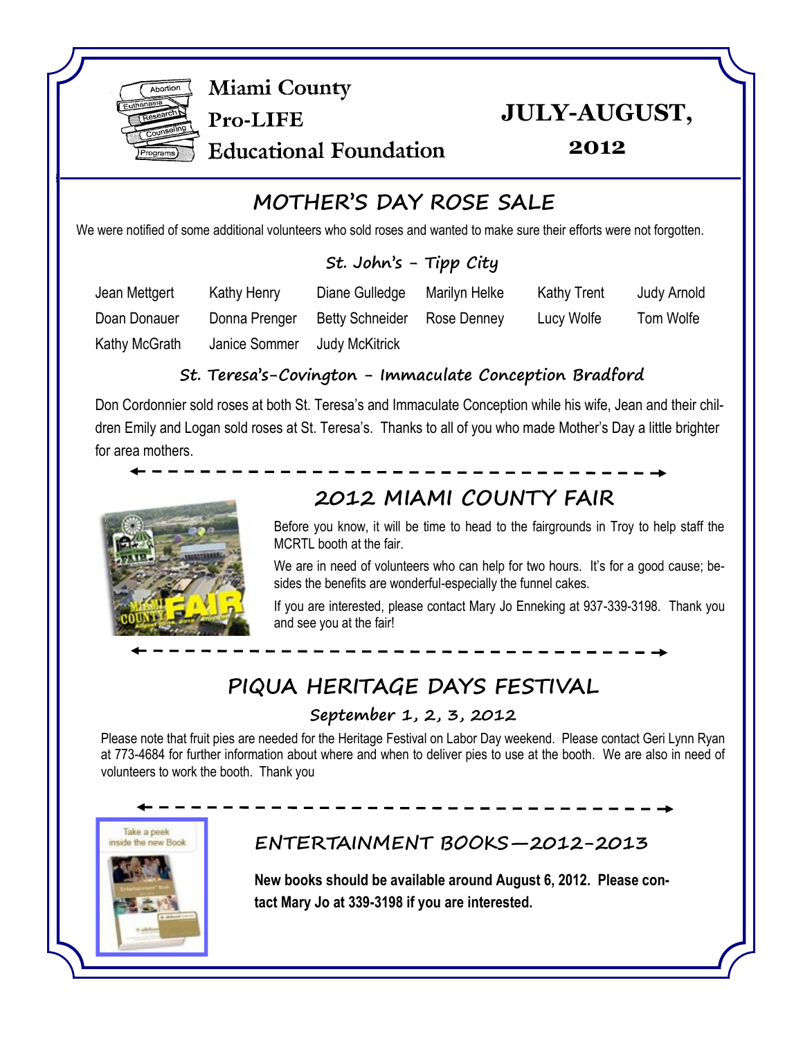# Miami County Pro-LIFE Educational Foundation

**JULY-AUGUST, 2012**

## MOTHER'S DAY ROSE SALE

We were notified of some additional volunteers who sold roses and wanted to make sure their efforts were not forgotten.

### St. John's - Tipp City

| | | | | | |
|---|---|---|---|---|---|
| Jean Mettgert | Kathy Henry | Diane Gulledge | Marilyn Helke | Kathy Trent | Judy Arnold |
| Doan Donauer | Donna Prenger | Betty Schneider | Rose Denney | Lucy Wolfe | Tom Wolfe |
| Kathy McGrath | Janice Sommer | Judy McKitrick | | | |

### St. Teresa's-Covington - Immaculate Conception Bradford

Don Cordonnier sold roses at both St. Teresa's and Immaculate Conception while his wife, Jean and their children Emily and Logan sold roses at St. Teresa's. Thanks to all of you who made Mother's Day a little brighter for area mothers.

## 2012 MIAMI COUNTY FAIR

Before you know, it will be time to head to the fairgrounds in Troy to help staff the MCRTL booth at the fair.

We are in need of volunteers who can help for two hours. It's for a good cause; besides the benefits are wonderful-especially the funnel cakes.

If you are interested, please contact Mary Jo Enneking at 937-339-3198. Thank you and see you at the fair!

## PIQUA HERITAGE DAYS FESTIVAL

### September 1, 2, 3, 2012

Please note that fruit pies are needed for the Heritage Festival on Labor Day weekend. Please contact Geri Lynn Ryan at 773-4684 for further information about where and when to deliver pies to use at the booth. We are also in need of volunteers to work the booth. Thank you

## ENTERTAINMENT BOOKS—2012-2013

**New books should be available around August 6, 2012. Please contact Mary Jo at 339-3198 if you are interested.**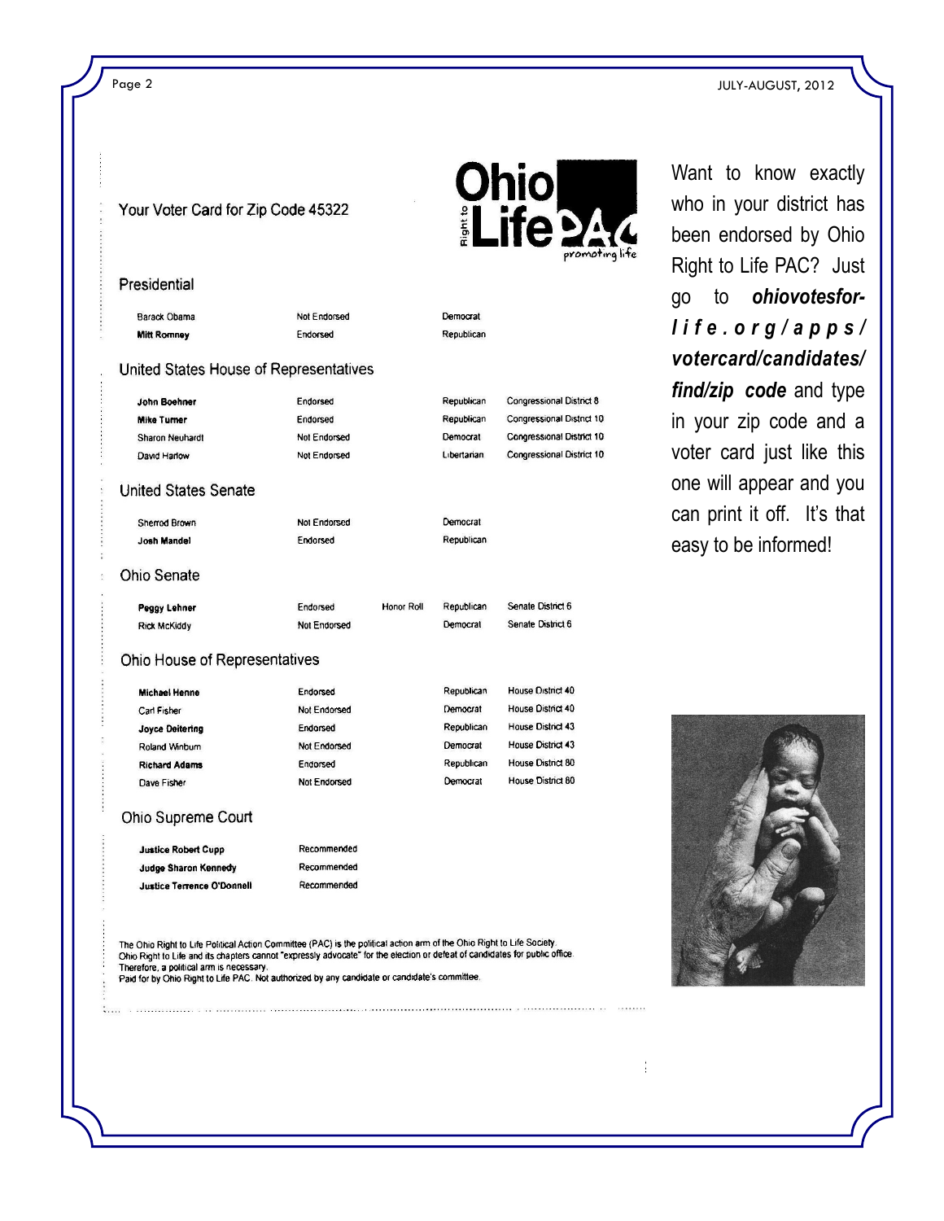Your Voter Card for Zip Code 45322

Ohio Right to Life PAC promoting life

## Presidential

| | | | |
|---|---|---|---|
| Barack Obama | Not Endorsed | Democrat | |
| **Mitt Romney** | Endorsed | Republican | |

## United States House of Representatives

| | | | |
|---|---|---|---|
| **John Boehner** | Endorsed | Republican | Congressional District 8 |
| **Mike Turner** | Endorsed | Republican | Congressional District 10 |
| Sharon Neuhardt | Not Endorsed | Democrat | Congressional District 10 |
| David Harlow | Not Endorsed | Libertarian | Congressional District 10 |

## United States Senate

| | | |
|---|---|---|
| Sherrod Brown | Not Endorsed | Democrat |
| **Josh Mandel** | Endorsed | Republican |

## Ohio Senate

| | | | | |
|---|---|---|---|---|
| **Peggy Lehner** | Endorsed | Honor Roll | Republican | Senate District 6 |
| Rick McKiddy | Not Endorsed | | Democrat | Senate District 6 |

## Ohio House of Representatives

| | | | |
|---|---|---|---|
| **Michael Henne** | Endorsed | Republican | House District 40 |
| Carl Fisher | Not Endorsed | Democrat | House District 40 |
| **Joyce Deitering** | Endorsed | Republican | House District 43 |
| Roland Winburn | Not Endorsed | Democrat | House District 43 |
| **Richard Adams** | Endorsed | Republican | House District 80 |
| Dave Fisher | Not Endorsed | Democrat | House District 80 |

## Ohio Supreme Court

| | |
|---|---|
| **Justice Robert Cupp** | Recommended |
| **Judge Sharon Kennedy** | Recommended |
| **Justice Terrence O'Donnell** | Recommended |

The Ohio Right to Life Political Action Committee (PAC) is the political action arm of the Ohio Right to Life Society. Ohio Right to Life and its chapters cannot "expressly advocate" for the election or defeat of candidates for public office. Therefore, a political arm is necessary.
Paid for by Ohio Right to Life PAC. Not authorized by any candidate or candidate's committee.

Want to know exactly who in your district has been endorsed by Ohio Right to Life PAC? Just go to ***ohiovotesforlife.org/apps/votercard/candidates/find/zip code*** and type in your zip code and a voter card just like this one will appear and you can print it off. It's that easy to be informed!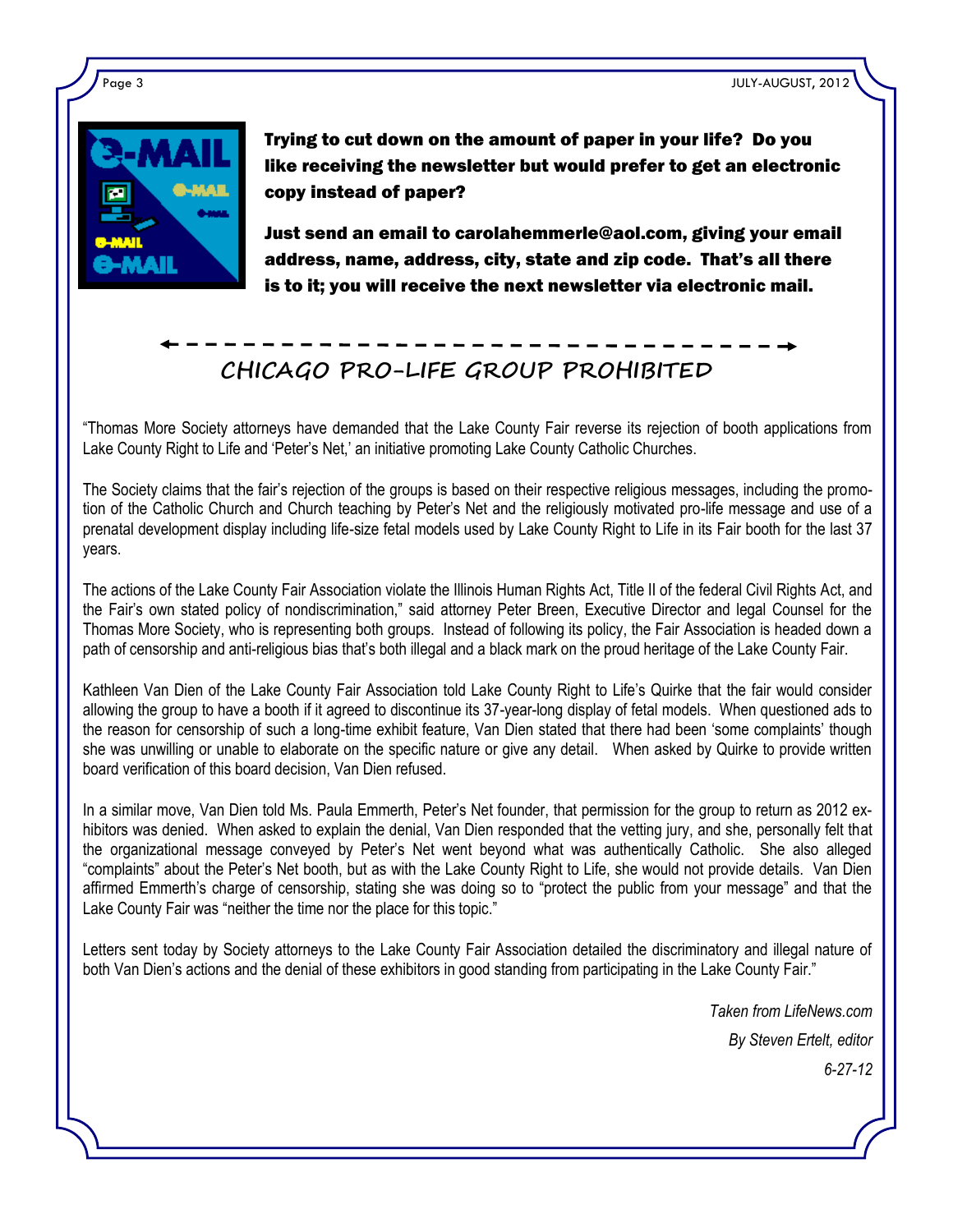**Trying to cut down on the amount of paper in your life? Do you like receiving the newsletter but would prefer to get an electronic copy instead of paper?**

**Just send an email to carolahemmerle@aol.com, giving your email address, name, address, city, state and zip code. That's all there is to it; you will receive the next newsletter via electronic mail.**

## CHICAGO PRO-LIFE GROUP PROHIBITED

"Thomas More Society attorneys have demanded that the Lake County Fair reverse its rejection of booth applications from Lake County Right to Life and 'Peter's Net,' an initiative promoting Lake County Catholic Churches.

The Society claims that the fair's rejection of the groups is based on their respective religious messages, including the promotion of the Catholic Church and Church teaching by Peter's Net and the religiously motivated pro-life message and use of a prenatal development display including life-size fetal models used by Lake County Right to Life in its Fair booth for the last 37 years.

The actions of the Lake County Fair Association violate the Illinois Human Rights Act, Title II of the federal Civil Rights Act, and the Fair's own stated policy of nondiscrimination," said attorney Peter Breen, Executive Director and legal Counsel for the Thomas More Society, who is representing both groups. Instead of following its policy, the Fair Association is headed down a path of censorship and anti-religious bias that's both illegal and a black mark on the proud heritage of the Lake County Fair.

Kathleen Van Dien of the Lake County Fair Association told Lake County Right to Life's Quirke that the fair would consider allowing the group to have a booth if it agreed to discontinue its 37-year-long display of fetal models. When questioned ads to the reason for censorship of such a long-time exhibit feature, Van Dien stated that there had been 'some complaints' though she was unwilling or unable to elaborate on the specific nature or give any detail. When asked by Quirke to provide written board verification of this board decision, Van Dien refused.

In a similar move, Van Dien told Ms. Paula Emmerth, Peter's Net founder, that permission for the group to return as 2012 exhibitors was denied. When asked to explain the denial, Van Dien responded that the vetting jury, and she, personally felt that the organizational message conveyed by Peter's Net went beyond what was authentically Catholic. She also alleged "complaints" about the Peter's Net booth, but as with the Lake County Right to Life, she would not provide details. Van Dien affirmed Emmerth's charge of censorship, stating she was doing so to "protect the public from your message" and that the Lake County Fair was "neither the time nor the place for this topic."

Letters sent today by Society attorneys to the Lake County Fair Association detailed the discriminatory and illegal nature of both Van Dien's actions and the denial of these exhibitors in good standing from participating in the Lake County Fair."

*Taken from LifeNews.com*

*By Steven Ertelt, editor*

*6-27-12*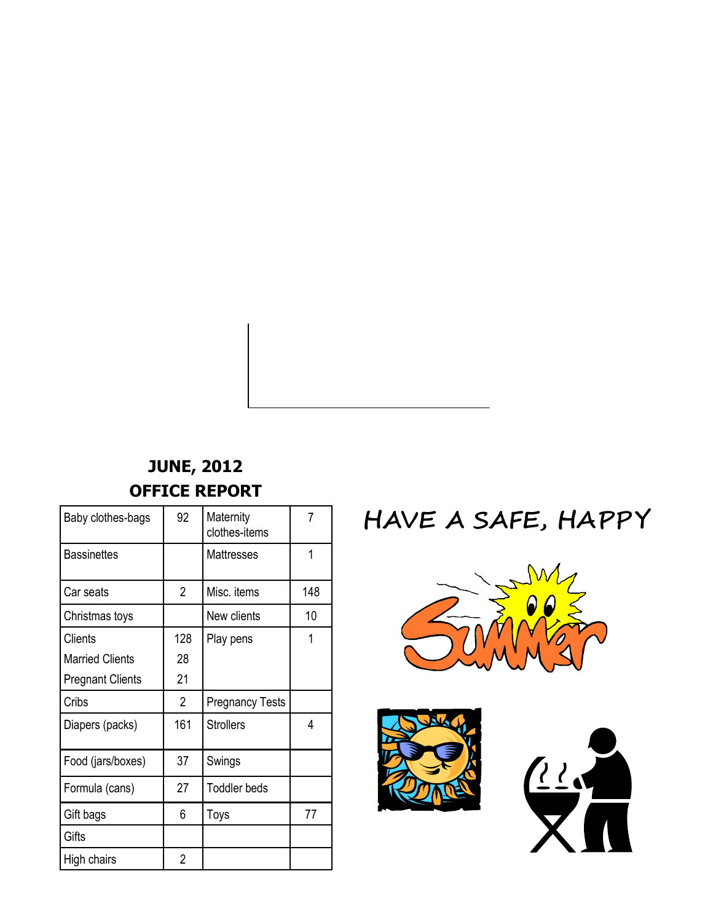## JUNE, 2012
## OFFICE REPORT

| | | | |
|---|---|---|---|
| Baby clothes-bags | 92 | Maternity clothes-items | 7 |
| Bassinettes | | Mattresses | 1 |
| Car seats | 2 | Misc. items | 148 |
| Christmas toys | | New clients | 10 |
| Clients<br>Married Clients<br>Pregnant Clients | 128<br>28<br>21 | Play pens | 1 |
| Cribs | 2 | Pregnancy Tests | |
| Diapers (packs) | 161 | Strollers | 4 |
| Food (jars/boxes) | 37 | Swings | |
| Formula (cans) | 27 | Toddler beds | |
| Gift bags | 6 | Toys | 77 |
| Gifts | | | |
| High chairs | 2 | | |

**HAVE A SAFE, HAPPY**

Summer